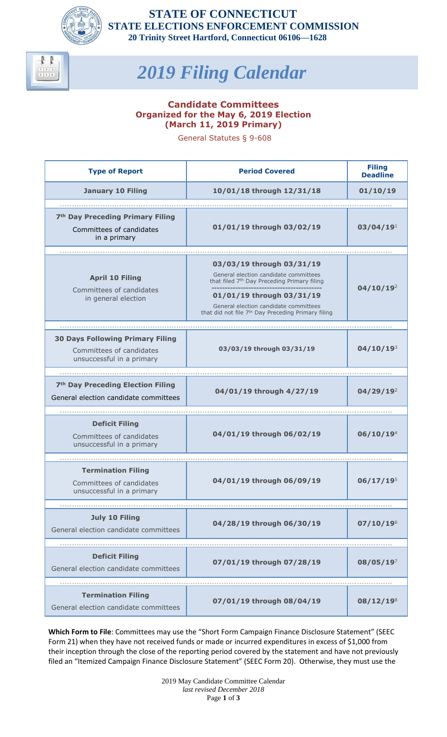**STATE OF CONNECTICUT**
**STATE ELECTIONS ENFORCEMENT COMMISSION**
**20 Trinity Street Hartford, Connecticut 06106—1628**

# *2019 Filing Calendar*

## Candidate Committees Organized for the May 6, 2019 Election (March 11, 2019 Primary)

General Statutes § 9-608

| Type of Report | Period Covered | Filing Deadline |
|---|---|---|
| **January 10 Filing** | **10/01/18 through 12/31/18** | **01/10/19** |
| **7th Day Preceding Primary Filing** Committees of candidates in a primary | **01/01/19 through 03/02/19** | **03/04/19**[1] |
| **April 10 Filing** Committees of candidates in general election | **03/03/19 through 03/31/19** General election candidate committees that filed 7th Day Preceding Primary filing / **01/01/19 through 03/31/19** General election candidate committees that did not file 7th Day Preceding Primary filing | **04/10/19**[2] |
| **30 Days Following Primary Filing** Committees of candidates unsuccessful in a primary | **03/03/19 through 03/31/19** | **04/10/19**[3] |
| **7th Day Preceding Election Filing** General election candidate committees | **04/01/19 through 4/27/19** | **04/29/19**[2] |
| **Deficit Filing** Committees of candidates unsuccessful in a primary | **04/01/19 through 06/02/19** | **06/10/19**[4] |
| **Termination Filing** Committees of candidates unsuccessful in a primary | **04/01/19 through 06/09/19** | **06/17/19**[5] |
| **July 10 Filing** General election candidate committees | **04/28/19 through 06/30/19** | **07/10/19**[6] |
| **Deficit Filing** General election candidate committees | **07/01/19 through 07/28/19** | **08/05/19**[7] |
| **Termination Filing** General election candidate committees | **07/01/19 through 08/04/19** | **08/12/19**[8] |

**Which Form to File**: Committees may use the "Short Form Campaign Finance Disclosure Statement" (SEEC Form 21) when they have not received funds or made or incurred expenditures in excess of $1,000 from their inception through the close of the reporting period covered by the statement and have not previously filed an "Itemized Campaign Finance Disclosure Statement" (SEEC Form 20). Otherwise, they must use the

2019 May Candidate Committee Calendar
*last revised December 2018*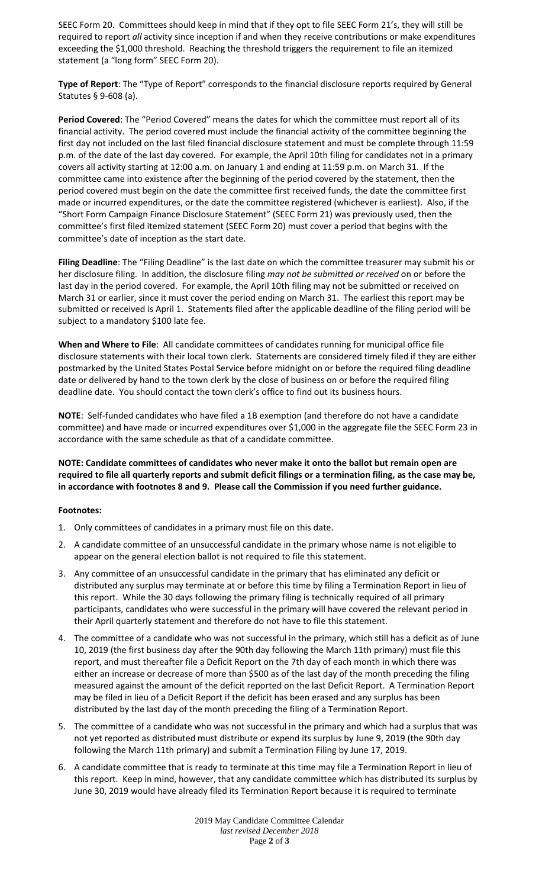SEEC Form 20. Committees should keep in mind that if they opt to file SEEC Form 21's, they will still be required to report *all* activity since inception if and when they receive contributions or make expenditures exceeding the $1,000 threshold. Reaching the threshold triggers the requirement to file an itemized statement (a "long form" SEEC Form 20).

**Type of Report**: The "Type of Report" corresponds to the financial disclosure reports required by General Statutes § 9-608 (a).

**Period Covered**: The "Period Covered" means the dates for which the committee must report all of its financial activity. The period covered must include the financial activity of the committee beginning the first day not included on the last filed financial disclosure statement and must be complete through 11:59 p.m. of the date of the last day covered. For example, the April 10th filing for candidates not in a primary covers all activity starting at 12:00 a.m. on January 1 and ending at 11:59 p.m. on March 31. If the committee came into existence after the beginning of the period covered by the statement, then the period covered must begin on the date the committee first received funds, the date the committee first made or incurred expenditures, or the date the committee registered (whichever is earliest). Also, if the "Short Form Campaign Finance Disclosure Statement" (SEEC Form 21) was previously used, then the committee's first filed itemized statement (SEEC Form 20) must cover a period that begins with the committee's date of inception as the start date.

**Filing Deadline**: The "Filing Deadline" is the last date on which the committee treasurer may submit his or her disclosure filing. In addition, the disclosure filing *may not be submitted or received* on or before the last day in the period covered. For example, the April 10th filing may not be submitted or received on March 31 or earlier, since it must cover the period ending on March 31. The earliest this report may be submitted or received is April 1. Statements filed after the applicable deadline of the filing period will be subject to a mandatory $100 late fee.

**When and Where to File**: All candidate committees of candidates running for municipal office file disclosure statements with their local town clerk. Statements are considered timely filed if they are either postmarked by the United States Postal Service before midnight on or before the required filing deadline date or delivered by hand to the town clerk by the close of business on or before the required filing deadline date. You should contact the town clerk's office to find out its business hours.

**NOTE**: Self-funded candidates who have filed a 1B exemption (and therefore do not have a candidate committee) and have made or incurred expenditures over $1,000 in the aggregate file the SEEC Form 23 in accordance with the same schedule as that of a candidate committee.

**NOTE: Candidate committees of candidates who never make it onto the ballot but remain open are required to file all quarterly reports and submit deficit filings or a termination filing, as the case may be, in accordance with footnotes 8 and 9. Please call the Commission if you need further guidance.**

**Footnotes:**

1. Only committees of candidates in a primary must file on this date.
2. A candidate committee of an unsuccessful candidate in the primary whose name is not eligible to appear on the general election ballot is not required to file this statement.
3. Any committee of an unsuccessful candidate in the primary that has eliminated any deficit or distributed any surplus may terminate at or before this time by filing a Termination Report in lieu of this report. While the 30 days following the primary filing is technically required of all primary participants, candidates who were successful in the primary will have covered the relevant period in their April quarterly statement and therefore do not have to file this statement.
4. The committee of a candidate who was not successful in the primary, which still has a deficit as of June 10, 2019 (the first business day after the 90th day following the March 11th primary) must file this report, and must thereafter file a Deficit Report on the 7th day of each month in which there was either an increase or decrease of more than $500 as of the last day of the month preceding the filing measured against the amount of the deficit reported on the last Deficit Report. A Termination Report may be filed in lieu of a Deficit Report if the deficit has been erased and any surplus has been distributed by the last day of the month preceding the filing of a Termination Report.
5. The committee of a candidate who was not successful in the primary and which had a surplus that was not yet reported as distributed must distribute or expend its surplus by June 9, 2019 (the 90th day following the March 11th primary) and submit a Termination Filing by June 17, 2019.
6. A candidate committee that is ready to terminate at this time may file a Termination Report in lieu of this report. Keep in mind, however, that any candidate committee which has distributed its surplus by June 30, 2019 would have already filed its Termination Report because it is required to terminate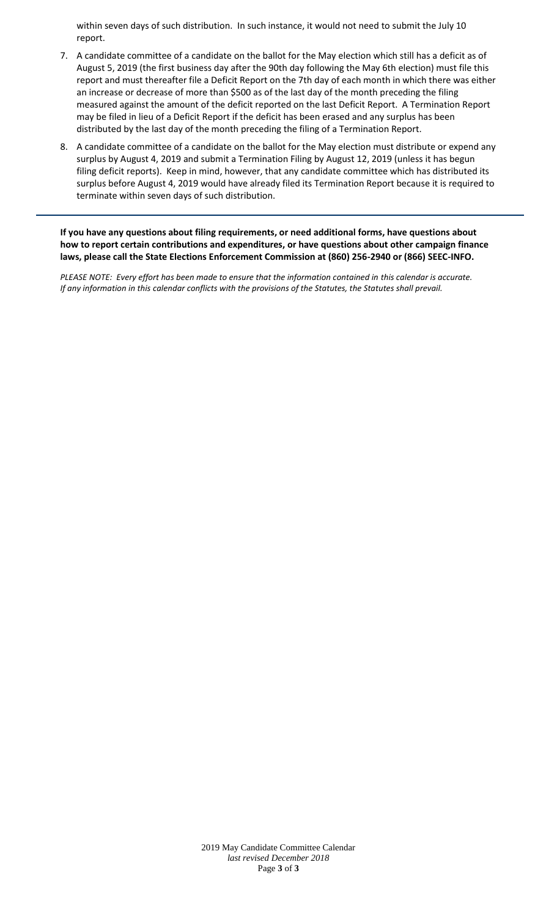within seven days of such distribution. In such instance, it would not need to submit the July 10 report.

7. A candidate committee of a candidate on the ballot for the May election which still has a deficit as of August 5, 2019 (the first business day after the 90th day following the May 6th election) must file this report and must thereafter file a Deficit Report on the 7th day of each month in which there was either an increase or decrease of more than $500 as of the last day of the month preceding the filing measured against the amount of the deficit reported on the last Deficit Report. A Termination Report may be filed in lieu of a Deficit Report if the deficit has been erased and any surplus has been distributed by the last day of the month preceding the filing of a Termination Report.

8. A candidate committee of a candidate on the ballot for the May election must distribute or expend any surplus by August 4, 2019 and submit a Termination Filing by August 12, 2019 (unless it has begun filing deficit reports). Keep in mind, however, that any candidate committee which has distributed its surplus before August 4, 2019 would have already filed its Termination Report because it is required to terminate within seven days of such distribution.

---

**If you have any questions about filing requirements, or need additional forms, have questions about how to report certain contributions and expenditures, or have questions about other campaign finance laws, please call the State Elections Enforcement Commission at (860) 256-2940 or (866) SEEC-INFO.**

*PLEASE NOTE: Every effort has been made to ensure that the information contained in this calendar is accurate. If any information in this calendar conflicts with the provisions of the Statutes, the Statutes shall prevail.*